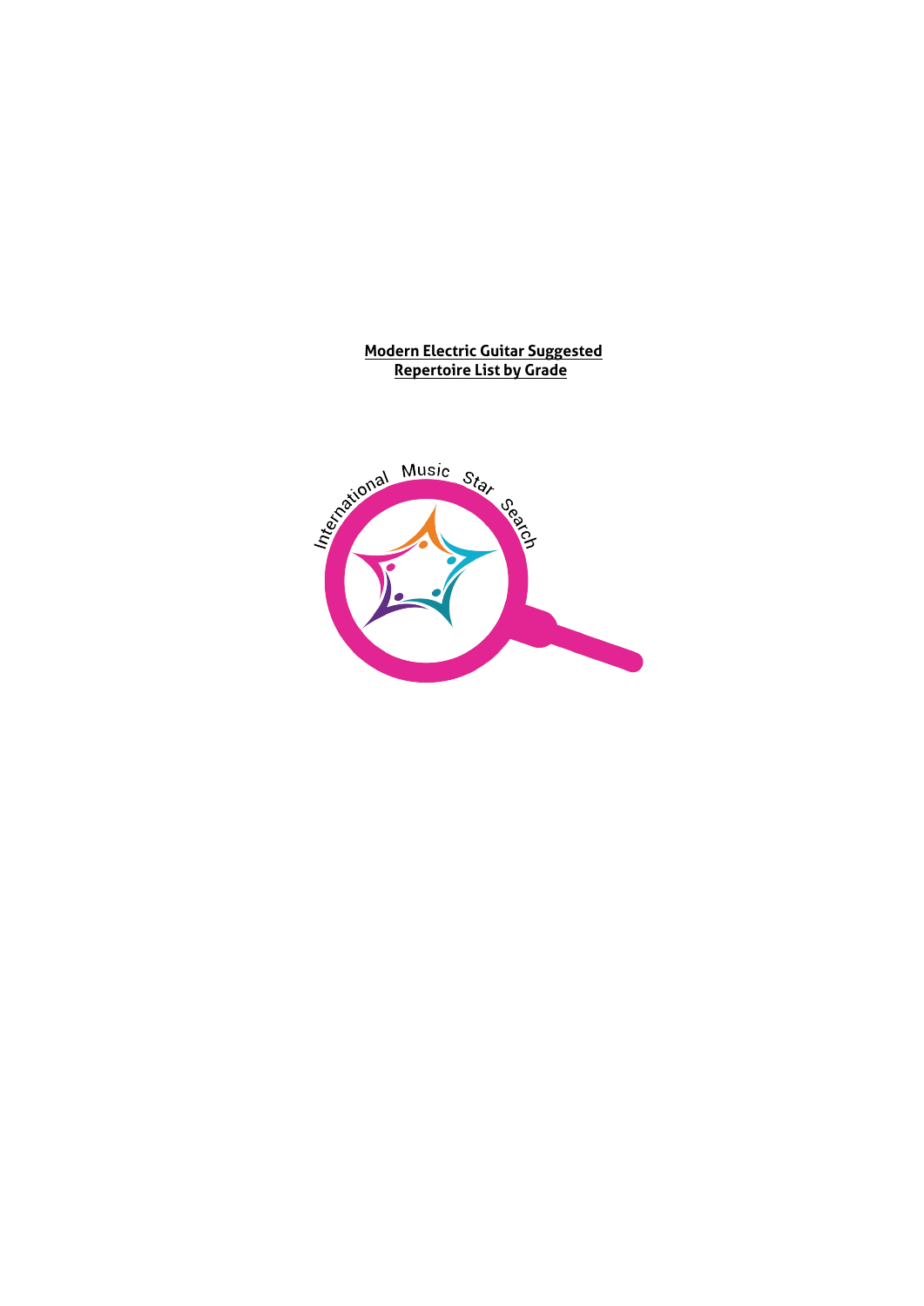**Modern Electric Guitar Suggested Repertoire List by Grade**

International Music Star Search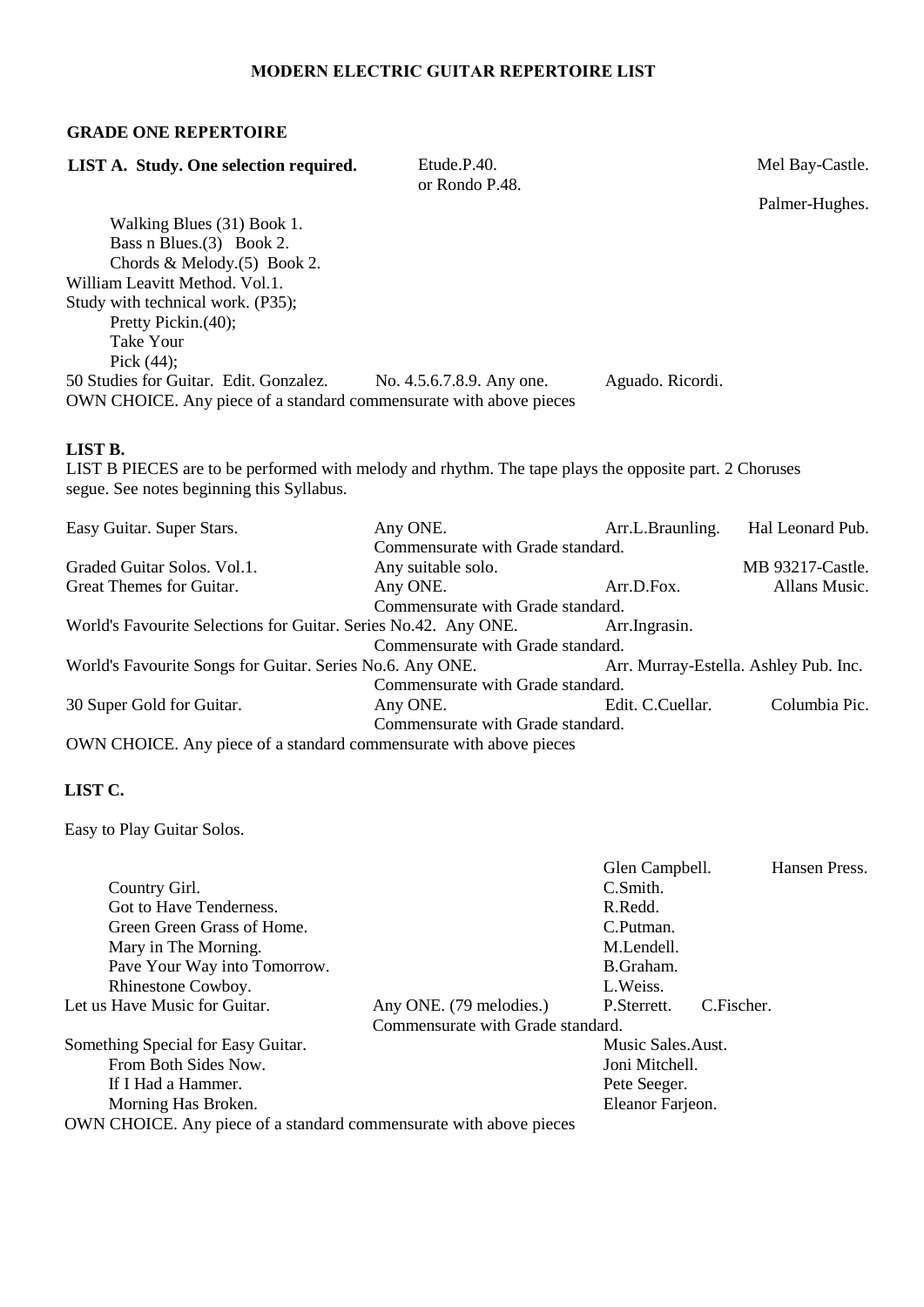# MODERN ELECTRIC GUITAR REPERTOIRE LIST

## GRADE ONE REPERTOIRE

**LIST A. Study. One selection required.**

| | | | |
|---|---|---|---|
| | Etude.P.40. or Rondo P.48. | | Mel Bay-Castle. |
| | | | Palmer-Hughes. |
| Walking Blues (31) Book 1. | | | |
| Bass n Blues.(3) Book 2. | | | |
| Chords & Melody.(5) Book 2. | | | |
| William Leavitt Method. Vol.1. | | | |
| Study with technical work. (P35); | | | |
| Pretty Pickin.(40); | | | |
| Take Your Pick (44); | | | |
| 50 Studies for Guitar. Edit. Gonzalez. | No. 4.5.6.7.8.9. Any one. | Aguado. Ricordi. | |

OWN CHOICE. Any piece of a standard commensurate with above pieces

## LIST B.

LIST B PIECES are to be performed with melody and rhythm. The tape plays the opposite part. 2 Choruses segue. See notes beginning this Syllabus.

| | | | |
|---|---|---|---|
| Easy Guitar. Super Stars. | Any ONE. Commensurate with Grade standard. | Arr.L.Braunling. | Hal Leonard Pub. |
| Graded Guitar Solos. Vol.1. | Any suitable solo. | | MB 93217-Castle. |
| Great Themes for Guitar. | Any ONE. Commensurate with Grade standard. | Arr.D.Fox. | Allans Music. |
| World's Favourite Selections for Guitar. Series No.42. | Any ONE. Commensurate with Grade standard. | Arr.Ingrasin. | |
| World's Favourite Songs for Guitar. Series No.6. | Any ONE. Commensurate with Grade standard. | Arr. Murray-Estella. | Ashley Pub. Inc. |
| 30 Super Gold for Guitar. | Any ONE. Commensurate with Grade standard. | Edit. C.Cuellar. | Columbia Pic. |

OWN CHOICE. Any piece of a standard commensurate with above pieces

## LIST C.

Easy to Play Guitar Solos.

| | | | |
|---|---|---|---|
| | | Glen Campbell. | Hansen Press. |
| Country Girl. | | C.Smith. | |
| Got to Have Tenderness. | | R.Redd. | |
| Green Green Grass of Home. | | C.Putman. | |
| Mary in The Morning. | | M.Lendell. | |
| Pave Your Way into Tomorrow. | | B.Graham. | |
| Rhinestone Cowboy. | | L.Weiss. | |
| Let us Have Music for Guitar. | Any ONE. (79 melodies.) Commensurate with Grade standard. | P.Sterrett. | C.Fischer. |
| Something Special for Easy Guitar. | | Music Sales.Aust. | |
| From Both Sides Now. | | Joni Mitchell. | |
| If I Had a Hammer. | | Pete Seeger. | |
| Morning Has Broken. | | Eleanor Farjeon. | |

OWN CHOICE. Any piece of a standard commensurate with above pieces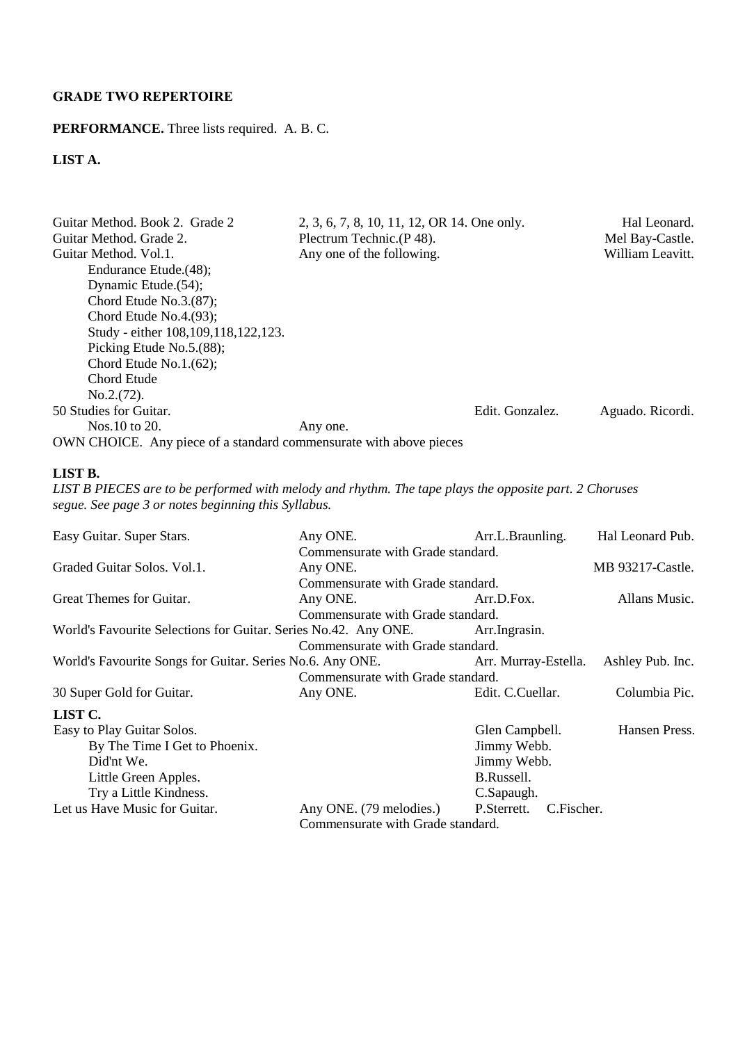**GRADE TWO REPERTOIRE**

**PERFORMANCE.** Three lists required. A. B. C.

**LIST A.**

| | | | |
|---|---|---|---|
| Guitar Method. Book 2. Grade 2 | 2, 3, 6, 7, 8, 10, 11, 12, OR 14. One only. | | Hal Leonard. |
| Guitar Method. Grade 2. | Plectrum Technic.(P 48). | | Mel Bay-Castle. |
| Guitar Method. Vol.1. | Any one of the following. | | William Leavitt. |
| Endurance Etude.(48); | | | |
| Dynamic Etude.(54); | | | |
| Chord Etude No.3.(87); | | | |
| Chord Etude No.4.(93); | | | |
| Study - either 108,109,118,122,123. | | | |
| Picking Etude No.5.(88); | | | |
| Chord Etude No.1.(62); | | | |
| Chord Etude No.2.(72). | | | |
| 50 Studies for Guitar. | | Edit. Gonzalez. | Aguado. Ricordi. |
| Nos.10 to 20. | Any one. | | |

OWN CHOICE. Any piece of a standard commensurate with above pieces

**LIST B.**

*LIST B PIECES are to be performed with melody and rhythm. The tape plays the opposite part. 2 Choruses segue. See page 3 or notes beginning this Syllabus.*

| | | | |
|---|---|---|---|
| Easy Guitar. Super Stars. | Any ONE. Commensurate with Grade standard. | Arr.L.Braunling. | Hal Leonard Pub. |
| Graded Guitar Solos. Vol.1. | Any ONE. Commensurate with Grade standard. | | MB 93217-Castle. |
| Great Themes for Guitar. | Any ONE. Commensurate with Grade standard. | Arr.D.Fox. | Allans Music. |
| World's Favourite Selections for Guitar. Series No.42. | Any ONE. Commensurate with Grade standard. | Arr.Ingrasin. | |
| World's Favourite Songs for Guitar. Series No.6. | Any ONE. Commensurate with Grade standard. | Arr. Murray-Estella. | Ashley Pub. Inc. |
| 30 Super Gold for Guitar. | Any ONE. | Edit. C.Cuellar. | Columbia Pic. |

**LIST C.**

| | | | |
|---|---|---|---|
| Easy to Play Guitar Solos. | | Glen Campbell. | Hansen Press. |
| By The Time I Get to Phoenix. | | Jimmy Webb. | |
| Did'nt We. | | Jimmy Webb. | |
| Little Green Apples. | | B.Russell. | |
| Try a Little Kindness. | | C.Sapaugh. | |
| Let us Have Music for Guitar. | Any ONE. (79 melodies.) Commensurate with Grade standard. | P.Sterrett. | C.Fischer. |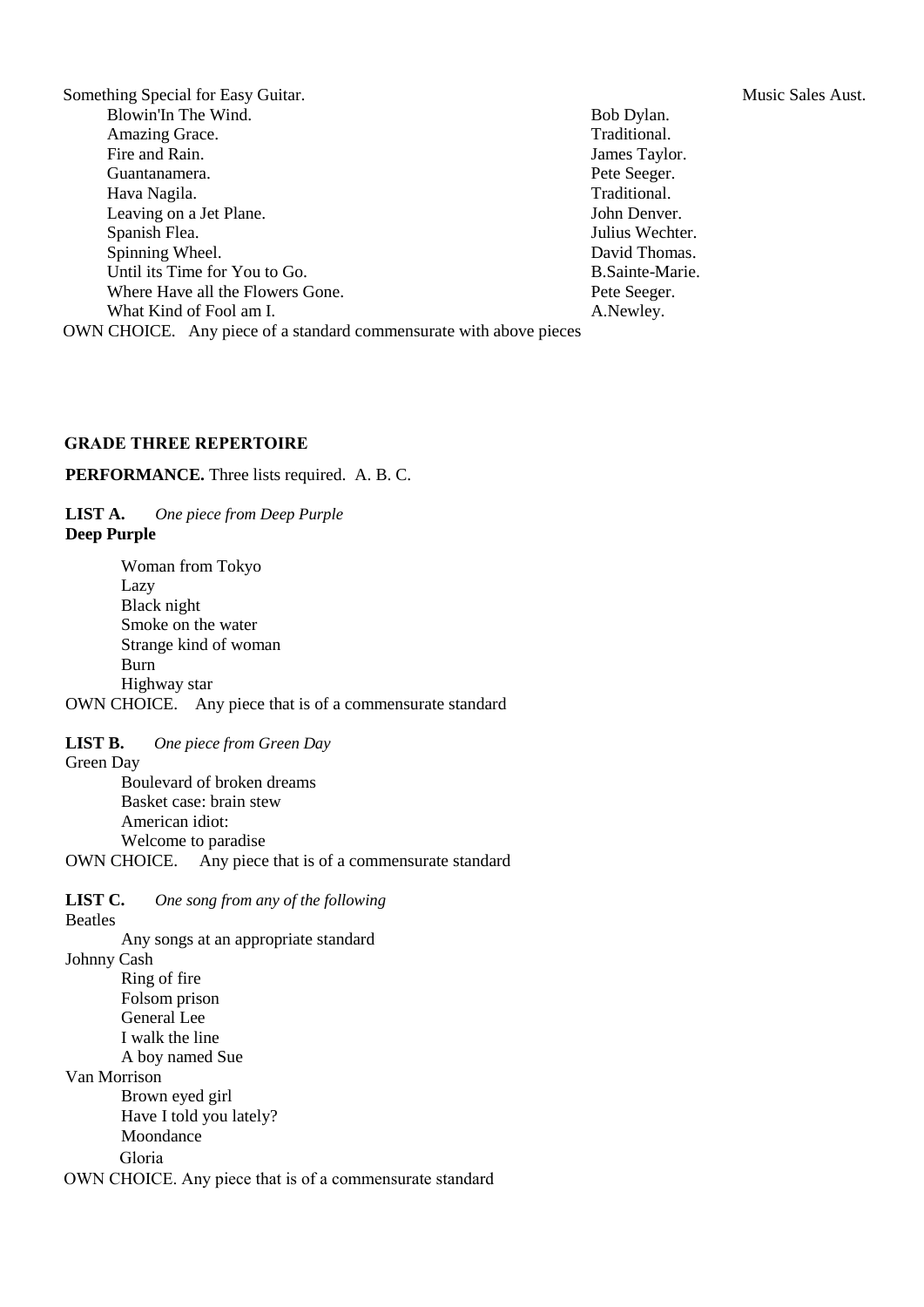Something Special for Easy Guitar. Music Sales Aust.

| Title | Composer |
|---|---|
| Blowin'In The Wind. | Bob Dylan. |
| Amazing Grace. | Traditional. |
| Fire and Rain. | James Taylor. |
| Guantanamera. | Pete Seeger. |
| Hava Nagila. | Traditional. |
| Leaving on a Jet Plane. | John Denver. |
| Spanish Flea. | Julius Wechter. |
| Spinning Wheel. | David Thomas. |
| Until its Time for You to Go. | B.Sainte-Marie. |
| Where Have all the Flowers Gone. | Pete Seeger. |
| What Kind of Fool am I. | A.Newley. |

OWN CHOICE. Any piece of a standard commensurate with above pieces

## GRADE THREE REPERTOIRE

**PERFORMANCE.** Three lists required. A. B. C.

**LIST A.** *One piece from Deep Purple*

**Deep Purple**

- Woman from Tokyo
- Lazy
- Black night
- Smoke on the water
- Strange kind of woman
- Burn
- Highway star

OWN CHOICE. Any piece that is of a commensurate standard

**LIST B.** *One piece from Green Day*

Green Day

- Boulevard of broken dreams
- Basket case: brain stew
- American idiot:
- Welcome to paradise

OWN CHOICE. Any piece that is of a commensurate standard

**LIST C.** *One song from any of the following*

Beatles

- Any songs at an appropriate standard

Johnny Cash

- Ring of fire
- Folsom prison
- General Lee
- I walk the line
- A boy named Sue

Van Morrison

- Brown eyed girl
- Have I told you lately?
- Moondance
- Gloria

OWN CHOICE. Any piece that is of a commensurate standard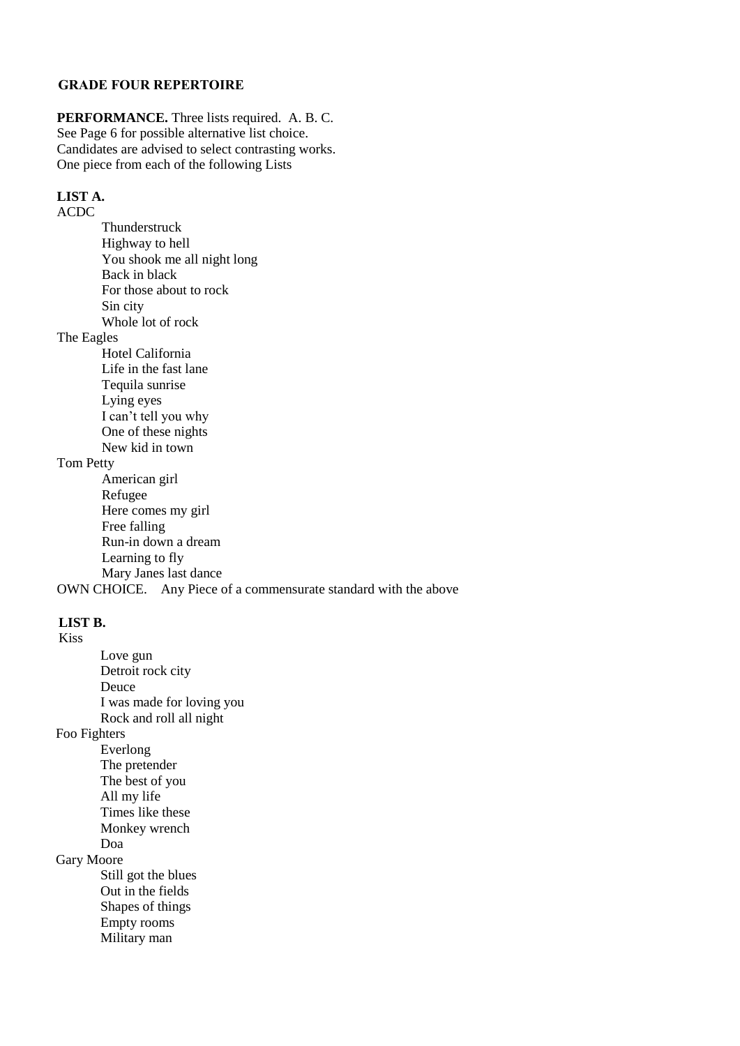## GRADE FOUR REPERTOIRE

**PERFORMANCE.** Three lists required. A. B. C.
See Page 6 for possible alternative list choice.
Candidates are advised to select contrasting works.
One piece from each of the following Lists

### LIST A.

ACDC

- Thunderstruck
- Highway to hell
- You shook me all night long
- Back in black
- For those about to rock
- Sin city
- Whole lot of rock

The Eagles

- Hotel California
- Life in the fast lane
- Tequila sunrise
- Lying eyes
- I can't tell you why
- One of these nights
- New kid in town

Tom Petty

- American girl
- Refugee
- Here comes my girl
- Free falling
- Run-in down a dream
- Learning to fly
- Mary Janes last dance

OWN CHOICE. Any Piece of a commensurate standard with the above

### LIST B.

Kiss

- Love gun
- Detroit rock city
- Deuce
- I was made for loving you
- Rock and roll all night

Foo Fighters

- Everlong
- The pretender
- The best of you
- All my life
- Times like these
- Monkey wrench
- Doa

Gary Moore

- Still got the blues
- Out in the fields
- Shapes of things
- Empty rooms
- Military man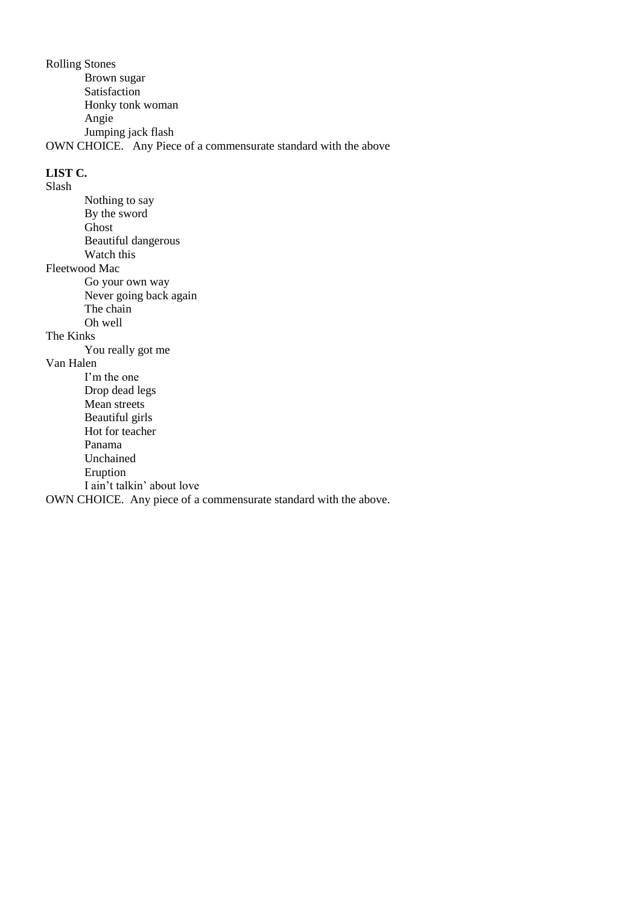Rolling Stones

- Brown sugar
- Satisfaction
- Honky tonk woman
- Angie
- Jumping jack flash

OWN CHOICE. Any Piece of a commensurate standard with the above

**LIST C.**

Slash

- Nothing to say
- By the sword
- Ghost
- Beautiful dangerous
- Watch this

Fleetwood Mac

- Go your own way
- Never going back again
- The chain
- Oh well

The Kinks

- You really got me

Van Halen

- I'm the one
- Drop dead legs
- Mean streets
- Beautiful girls
- Hot for teacher
- Panama
- Unchained
- Eruption
- I ain't talkin' about love

OWN CHOICE. Any piece of a commensurate standard with the above.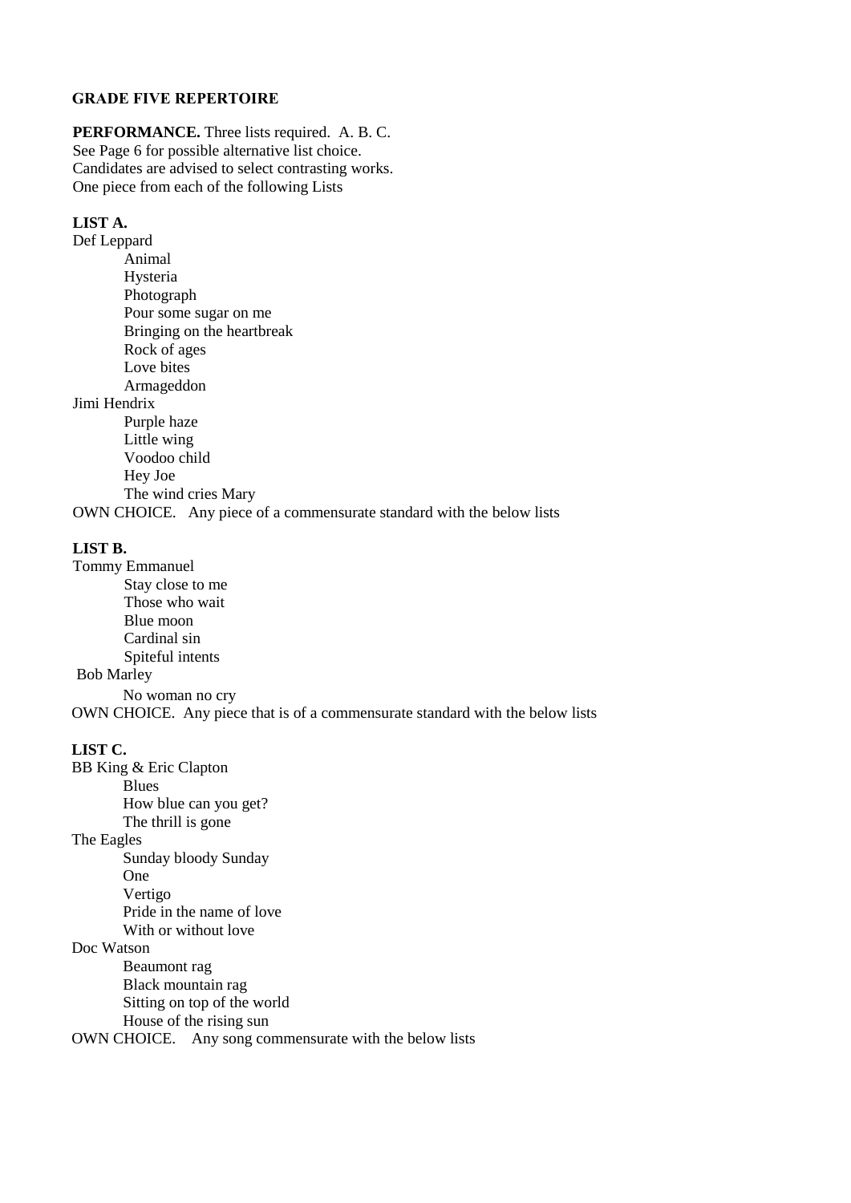**GRADE FIVE REPERTOIRE**

**PERFORMANCE.** Three lists required. A. B. C.
See Page 6 for possible alternative list choice.
Candidates are advised to select contrasting works.
One piece from each of the following Lists

**LIST A.**

Def Leppard

- Animal
- Hysteria
- Photograph
- Pour some sugar on me
- Bringing on the heartbreak
- Rock of ages
- Love bites
- Armageddon

Jimi Hendrix

- Purple haze
- Little wing
- Voodoo child
- Hey Joe
- The wind cries Mary

OWN CHOICE. Any piece of a commensurate standard with the below lists

**LIST B.**

Tommy Emmanuel

- Stay close to me
- Those who wait
- Blue moon
- Cardinal sin
- Spiteful intents

Bob Marley

- No woman no cry

OWN CHOICE. Any piece that is of a commensurate standard with the below lists

**LIST C.**

BB King & Eric Clapton

- Blues
- How blue can you get?
- The thrill is gone

The Eagles

- Sunday bloody Sunday
- One
- Vertigo
- Pride in the name of love
- With or without love

Doc Watson

- Beaumont rag
- Black mountain rag
- Sitting on top of the world
- House of the rising sun

OWN CHOICE. Any song commensurate with the below lists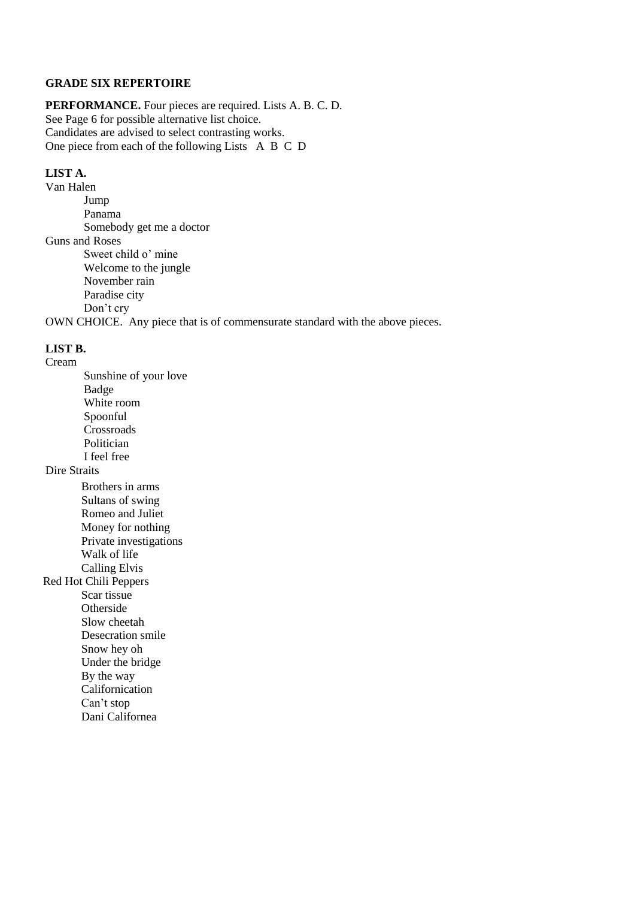**GRADE SIX REPERTOIRE**

**PERFORMANCE.** Four pieces are required. Lists A. B. C. D.
See Page 6 for possible alternative list choice.
Candidates are advised to select contrasting works.
One piece from each of the following Lists A B C D

**LIST A.**

Van Halen

- Jump
- Panama
- Somebody get me a doctor

Guns and Roses

- Sweet child o' mine
- Welcome to the jungle
- November rain
- Paradise city
- Don't cry

OWN CHOICE. Any piece that is of commensurate standard with the above pieces.

**LIST B.**

Cream

- Sunshine of your love
- Badge
- White room
- Spoonful
- Crossroads
- Politician
- I feel free

Dire Straits

- Brothers in arms
- Sultans of swing
- Romeo and Juliet
- Money for nothing
- Private investigations
- Walk of life
- Calling Elvis

Red Hot Chili Peppers

- Scar tissue
- Otherside
- Slow cheetah
- Desecration smile
- Snow hey oh
- Under the bridge
- By the way
- Californication
- Can't stop
- Dani Californea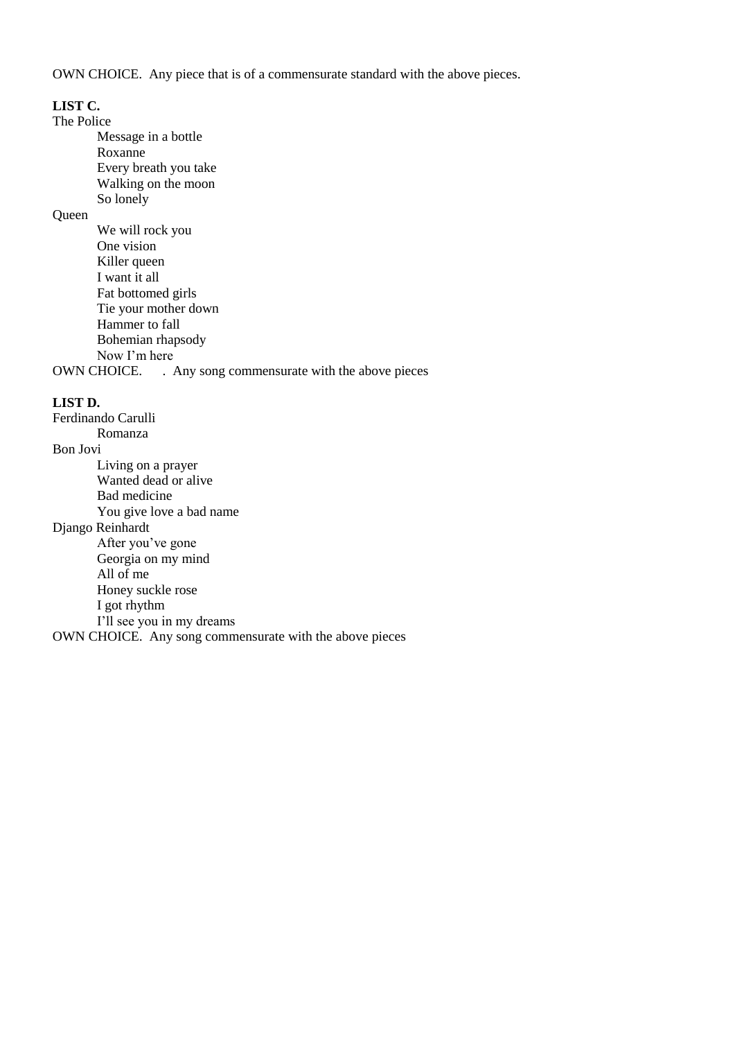OWN CHOICE.  Any piece that is of a commensurate standard with the above pieces.

**LIST C.**

The Police

- Message in a bottle
- Roxanne
- Every breath you take
- Walking on the moon
- So lonely

Queen

- We will rock you
- One vision
- Killer queen
- I want it all
- Fat bottomed girls
- Tie your mother down
- Hammer to fall
- Bohemian rhapsody
- Now I'm here

OWN CHOICE.     . Any song commensurate with the above pieces

**LIST D.**

Ferdinando Carulli

- Romanza

Bon Jovi

- Living on a prayer
- Wanted dead or alive
- Bad medicine
- You give love a bad name

Django Reinhardt

- After you've gone
- Georgia on my mind
- All of me
- Honey suckle rose
- I got rhythm
- I'll see you in my dreams

OWN CHOICE.  Any song commensurate with the above pieces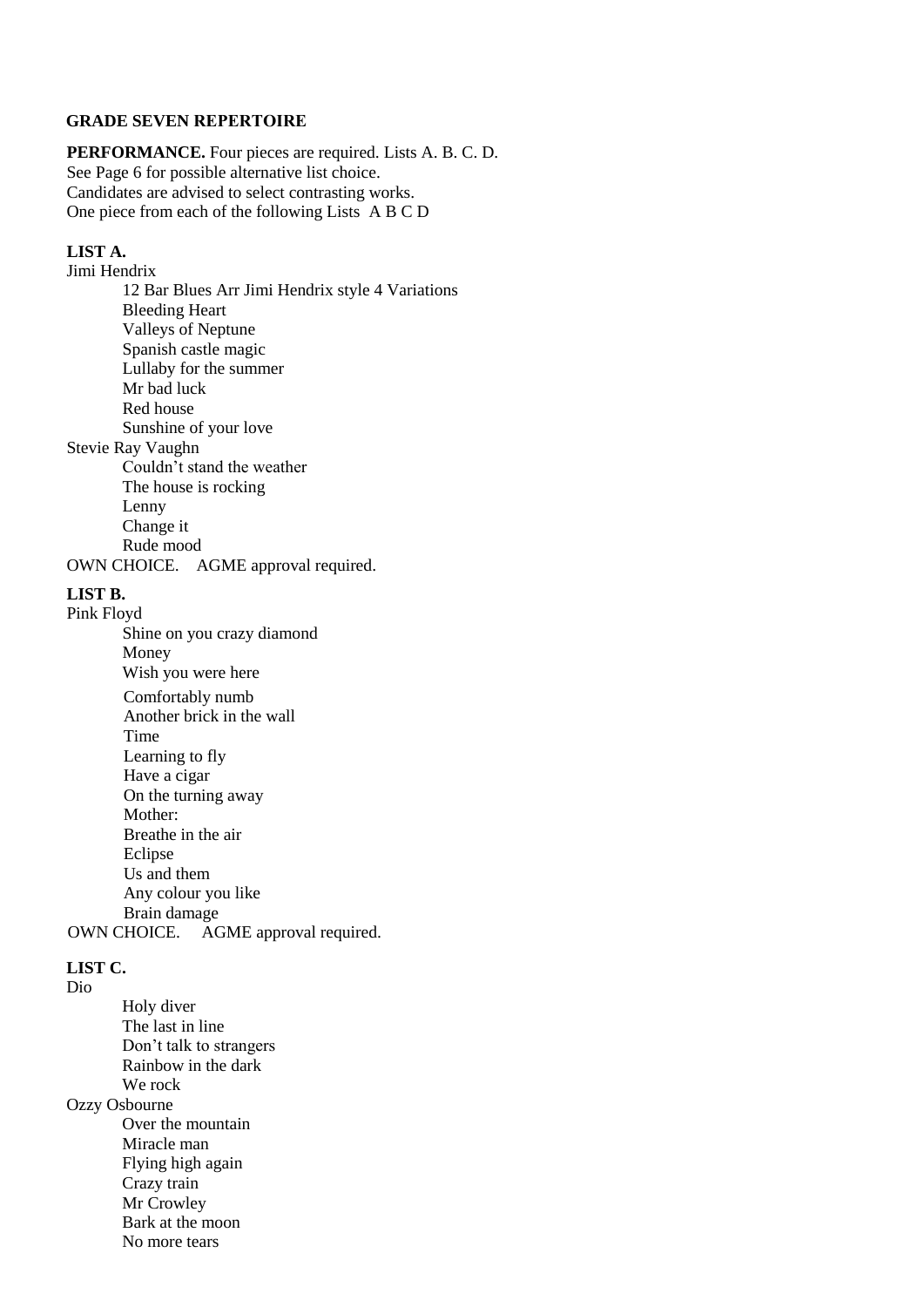**GRADE SEVEN REPERTOIRE**

**PERFORMANCE.** Four pieces are required. Lists A. B. C. D.
See Page 6 for possible alternative list choice.
Candidates are advised to select contrasting works.
One piece from each of the following Lists A B C D

**LIST A.**

Jimi Hendrix

- 12 Bar Blues Arr Jimi Hendrix style 4 Variations
- Bleeding Heart
- Valleys of Neptune
- Spanish castle magic
- Lullaby for the summer
- Mr bad luck
- Red house
- Sunshine of your love

Stevie Ray Vaughn

- Couldn't stand the weather
- The house is rocking
- Lenny
- Change it
- Rude mood

OWN CHOICE. AGME approval required.

**LIST B.**

Pink Floyd

- Shine on you crazy diamond
- Money
- Wish you were here
- Comfortably numb
- Another brick in the wall
- Time
- Learning to fly
- Have a cigar
- On the turning away
- Mother:
- Breathe in the air
- Eclipse
- Us and them
- Any colour you like
- Brain damage

OWN CHOICE. AGME approval required.

**LIST C.**

Dio

- Holy diver
- The last in line
- Don't talk to strangers
- Rainbow in the dark
- We rock

Ozzy Osbourne

- Over the mountain
- Miracle man
- Flying high again
- Crazy train
- Mr Crowley
- Bark at the moon
- No more tears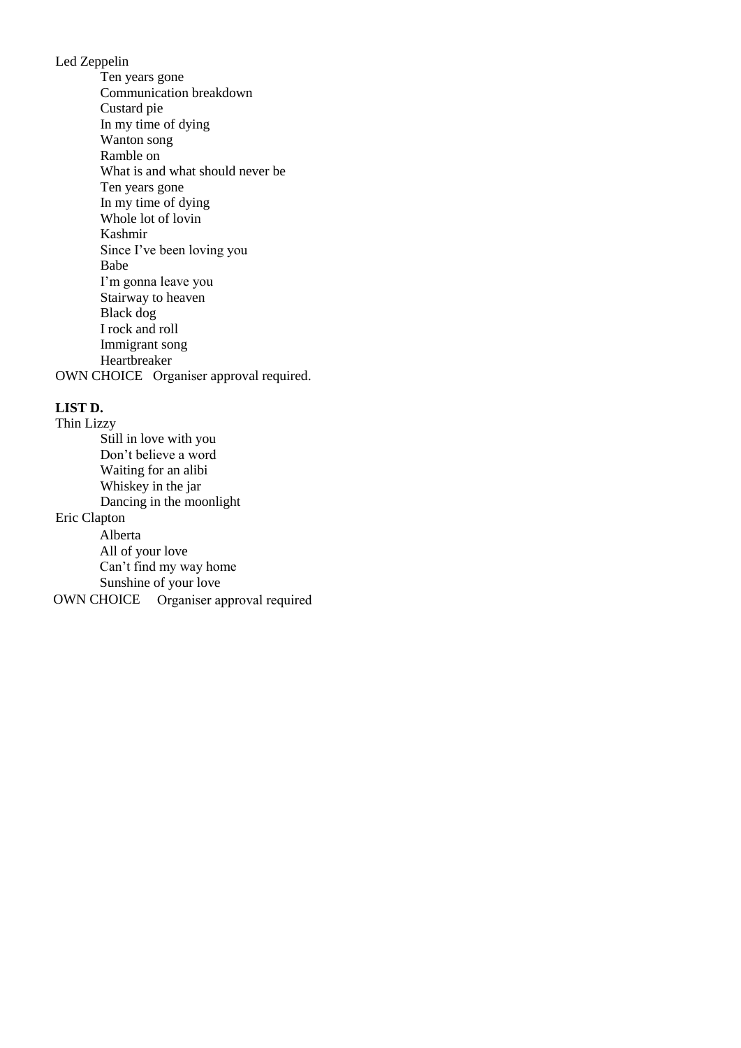Led Zeppelin

- Ten years gone
- Communication breakdown
- Custard pie
- In my time of dying
- Wanton song
- Ramble on
- What is and what should never be
- Ten years gone
- In my time of dying
- Whole lot of lovin
- Kashmir
- Since I've been loving you
- Babe
- I'm gonna leave you
- Stairway to heaven
- Black dog
- I rock and roll
- Immigrant song
- Heartbreaker

OWN CHOICE   Organiser approval required.

**LIST D.**

Thin Lizzy

- Still in love with you
- Don't believe a word
- Waiting for an alibi
- Whiskey in the jar
- Dancing in the moonlight

Eric Clapton

- Alberta
- All of your love
- Can't find my way home
- Sunshine of your love

OWN CHOICE   Organiser approval required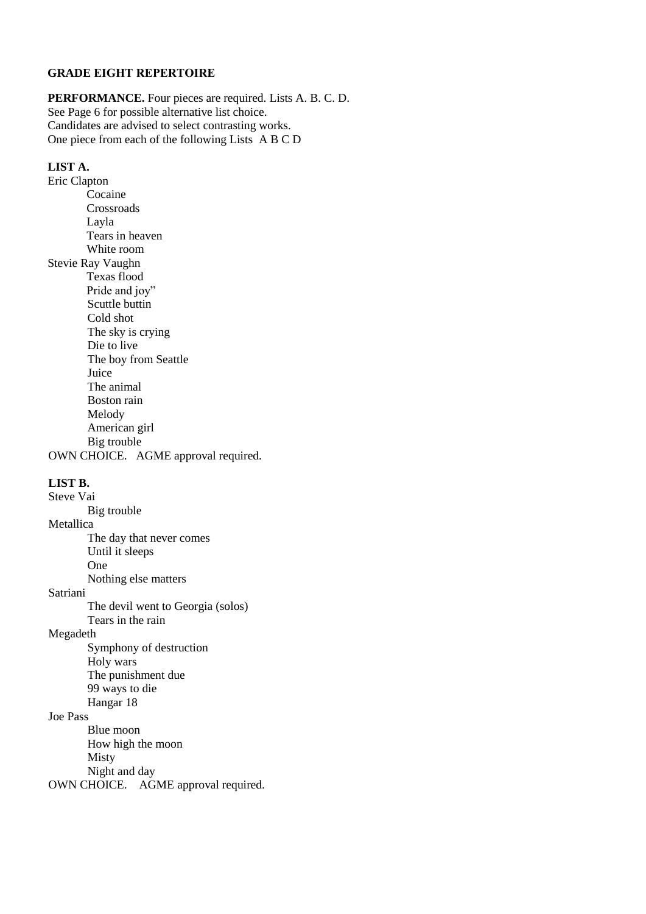**GRADE EIGHT REPERTOIRE**

**PERFORMANCE.** Four pieces are required. Lists A. B. C. D.
See Page 6 for possible alternative list choice.
Candidates are advised to select contrasting works.
One piece from each of the following Lists A B C D

**LIST A.**

Eric Clapton
- Cocaine
- Crossroads
- Layla
- Tears in heaven
- White room

Stevie Ray Vaughn
- Texas flood
- Pride and joy"
- Scuttle buttin
- Cold shot
- The sky is crying
- Die to live
- The boy from Seattle
- Juice
- The animal
- Boston rain
- Melody
- American girl
- Big trouble

OWN CHOICE. AGME approval required.

**LIST B.**

Steve Vai
- Big trouble

Metallica
- The day that never comes
- Until it sleeps
- One
- Nothing else matters

Satriani
- The devil went to Georgia (solos)
- Tears in the rain

Megadeth
- Symphony of destruction
- Holy wars
- The punishment due
- 99 ways to die
- Hangar 18

Joe Pass
- Blue moon
- How high the moon
- Misty
- Night and day

OWN CHOICE. AGME approval required.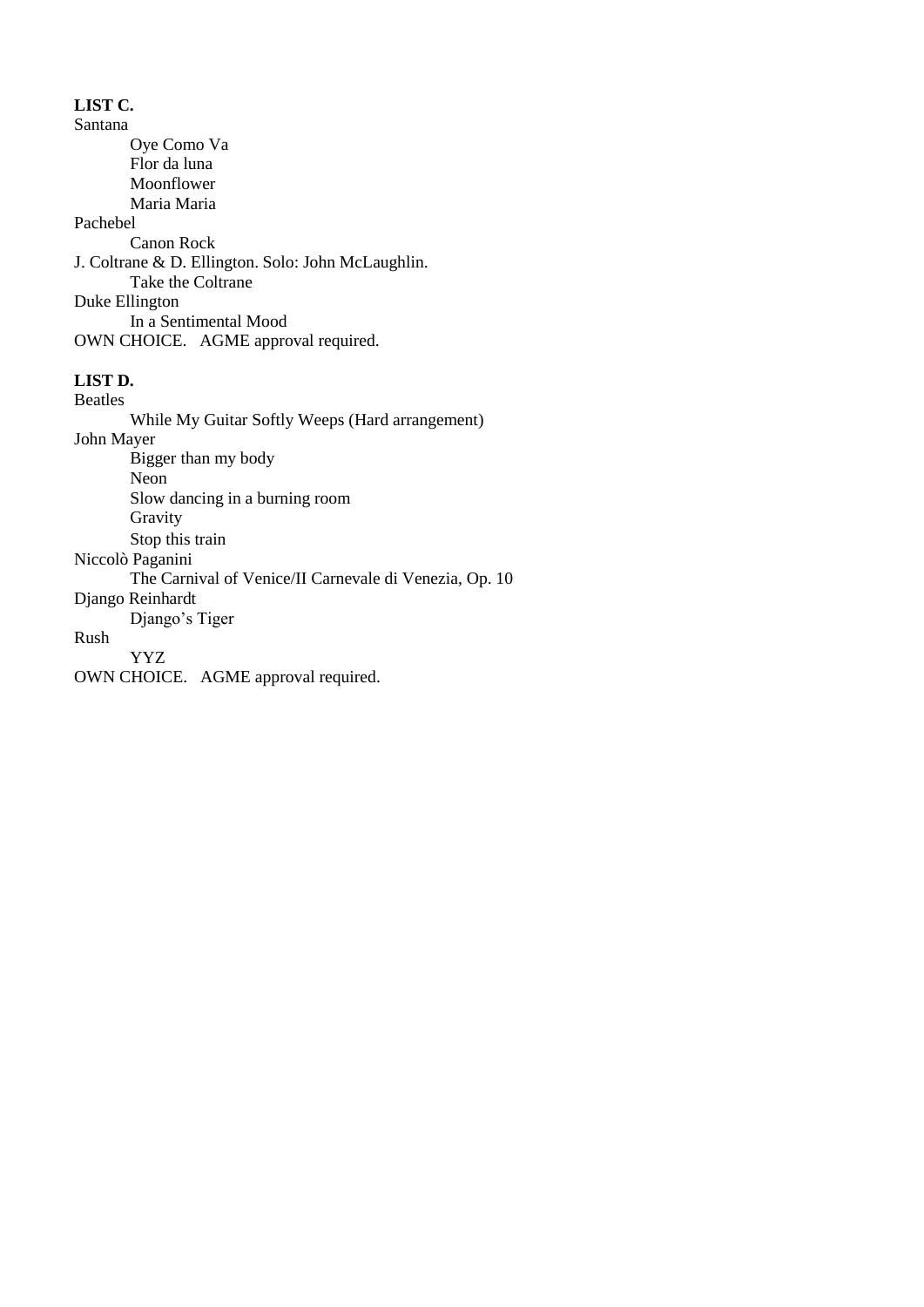**LIST C.**

Santana

- Oye Como Va
- Flor da luna
- Moonflower
- Maria Maria

Pachebel

- Canon Rock

J. Coltrane & D. Ellington. Solo: John McLaughlin.

- Take the Coltrane

Duke Ellington

- In a Sentimental Mood

OWN CHOICE. AGME approval required.

**LIST D.**

Beatles

- While My Guitar Softly Weeps (Hard arrangement)

John Mayer

- Bigger than my body
- Neon
- Slow dancing in a burning room
- Gravity
- Stop this train

Niccolò Paganini

- The Carnival of Venice/II Carnevale di Venezia, Op. 10

Django Reinhardt

- Django's Tiger

Rush

- YYZ

OWN CHOICE. AGME approval required.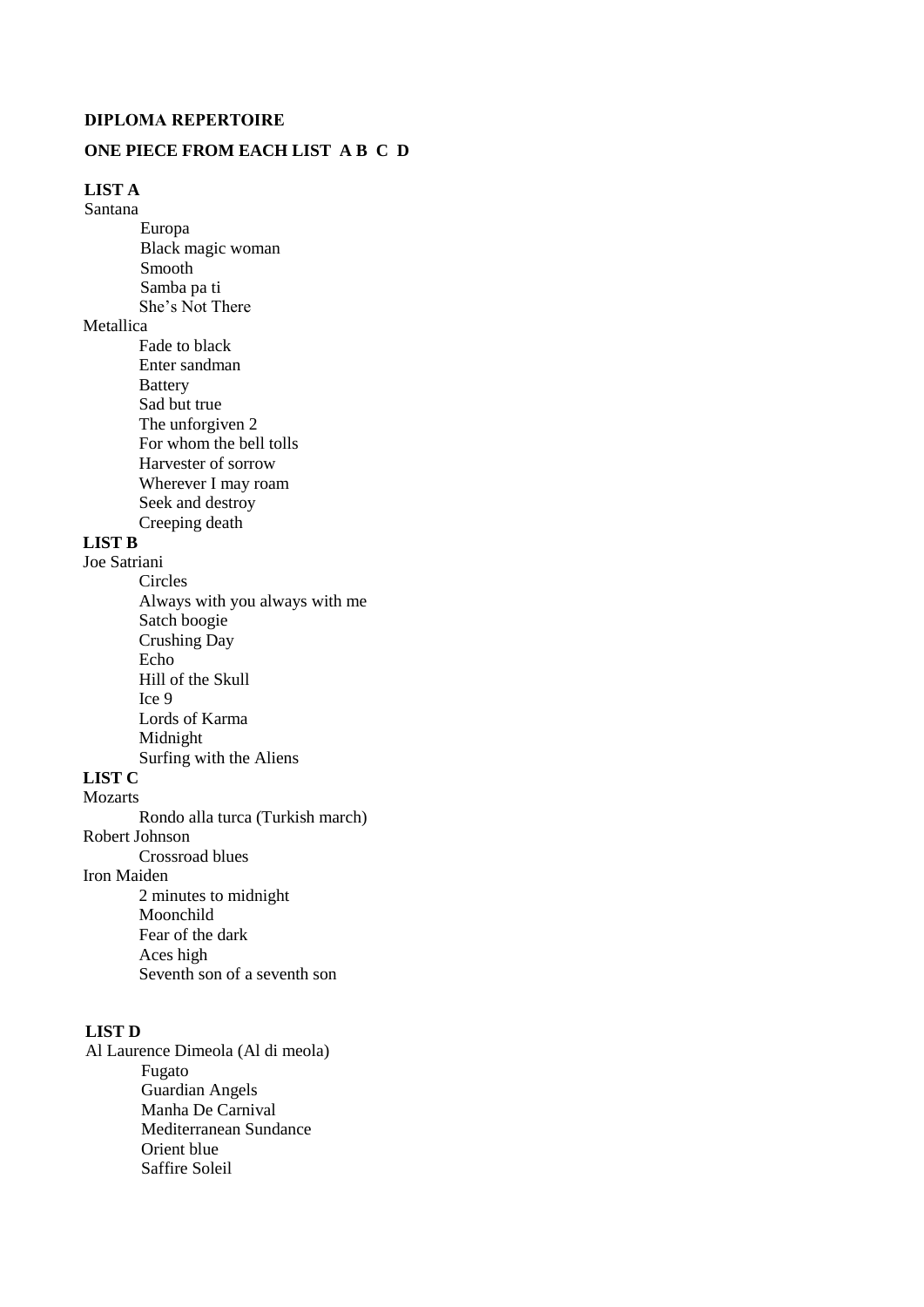**DIPLOMA REPERTOIRE**

**ONE PIECE FROM EACH LIST A B C D**

**LIST A**

Santana

- Europa
- Black magic woman
- Smooth
- Samba pa ti
- She's Not There

Metallica

- Fade to black
- Enter sandman
- Battery
- Sad but true
- The unforgiven 2
- For whom the bell tolls
- Harvester of sorrow
- Wherever I may roam
- Seek and destroy
- Creeping death

**LIST B**

Joe Satriani

- Circles
- Always with you always with me
- Satch boogie
- Crushing Day
- Echo
- Hill of the Skull
- Ice 9
- Lords of Karma
- Midnight
- Surfing with the Aliens

**LIST C**

Mozarts

- Rondo alla turca (Turkish march)

Robert Johnson

- Crossroad blues

Iron Maiden

- 2 minutes to midnight
- Moonchild
- Fear of the dark
- Aces high
- Seventh son of a seventh son

**LIST D**

Al Laurence Dimeola (Al di meola)

- Fugato
- Guardian Angels
- Manha De Carnival
- Mediterranean Sundance
- Orient blue
- Saffire Soleil